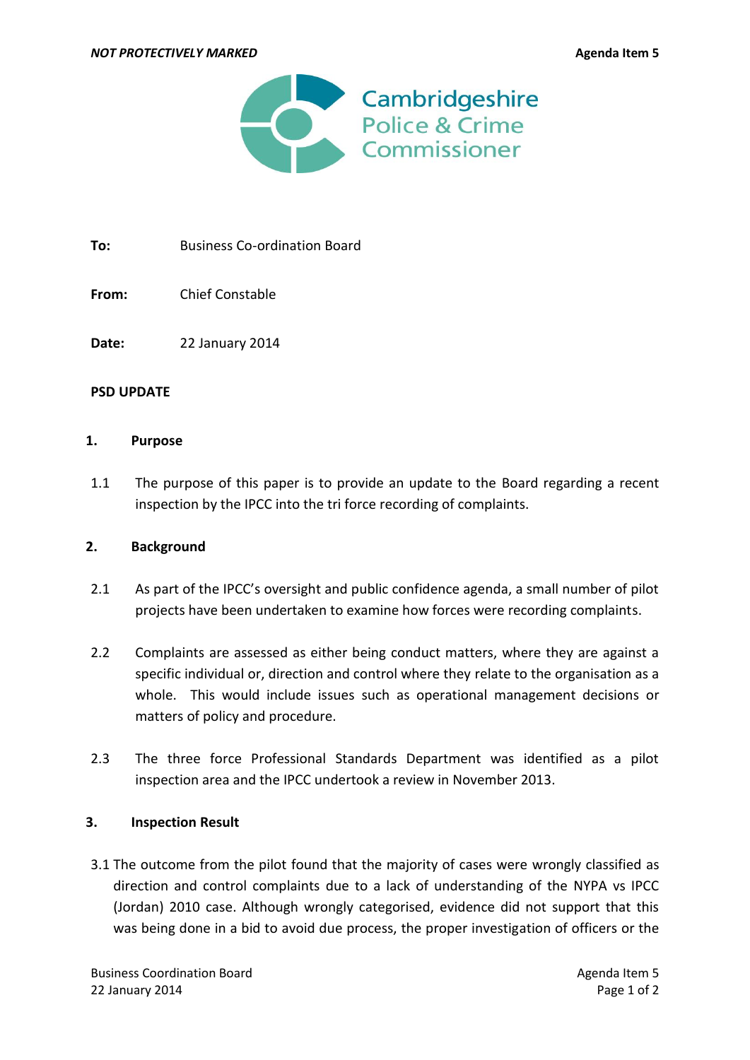*NOT PROTECTIVELY MARKED* **Agenda Item 5**

Cambridgeshire Police & Crime Commissioner

**To:** Business Co-ordination Board

**From:** Chief Constable

**Date:** 22 January 2014

**PSD UPDATE**

## 1. Purpose

1.1 The purpose of this paper is to provide an update to the Board regarding a recent inspection by the IPCC into the tri force recording of complaints.

## 2. Background

2.1 As part of the IPCC's oversight and public confidence agenda, a small number of pilot projects have been undertaken to examine how forces were recording complaints.

2.2 Complaints are assessed as either being conduct matters, where they are against a specific individual or, direction and control where they relate to the organisation as a whole. This would include issues such as operational management decisions or matters of policy and procedure.

2.3 The three force Professional Standards Department was identified as a pilot inspection area and the IPCC undertook a review in November 2013.

## 3. Inspection Result

3.1 The outcome from the pilot found that the majority of cases were wrongly classified as direction and control complaints due to a lack of understanding of the NYPA vs IPCC (Jordan) 2010 case. Although wrongly categorised, evidence did not support that this was being done in a bid to avoid due process, the proper investigation of officers or the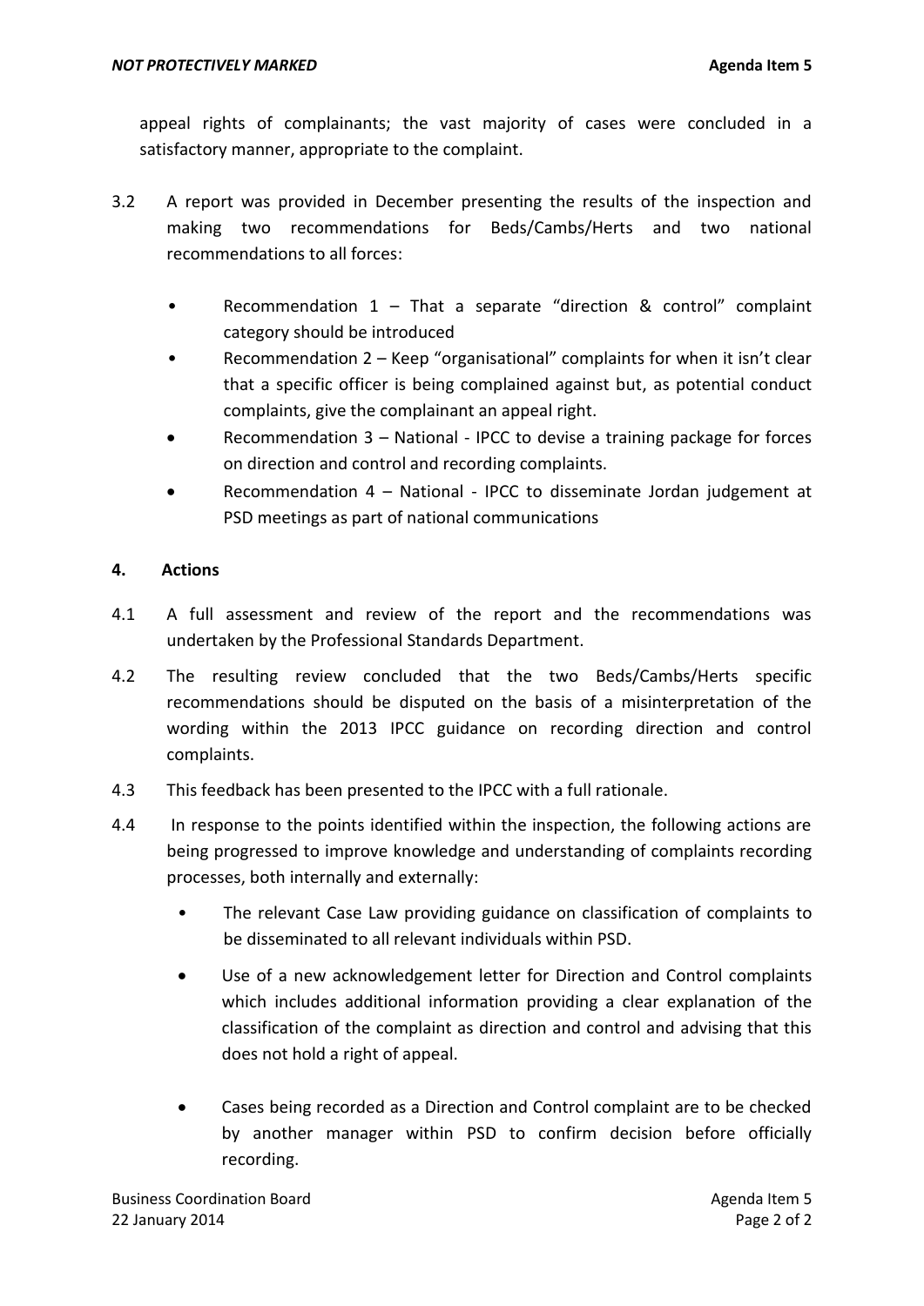appeal rights of complainants; the vast majority of cases were concluded in a satisfactory manner, appropriate to the complaint.

3.2 A report was provided in December presenting the results of the inspection and making two recommendations for Beds/Cambs/Herts and two national recommendations to all forces:

- Recommendation 1 – That a separate "direction & control" complaint category should be introduced
- Recommendation 2 – Keep "organisational" complaints for when it isn't clear that a specific officer is being complained against but, as potential conduct complaints, give the complainant an appeal right.
- Recommendation 3 – National - IPCC to devise a training package for forces on direction and control and recording complaints.
- Recommendation 4 – National - IPCC to disseminate Jordan judgement at PSD meetings as part of national communications

## 4. Actions

4.1 A full assessment and review of the report and the recommendations was undertaken by the Professional Standards Department.

4.2 The resulting review concluded that the two Beds/Cambs/Herts specific recommendations should be disputed on the basis of a misinterpretation of the wording within the 2013 IPCC guidance on recording direction and control complaints.

4.3 This feedback has been presented to the IPCC with a full rationale.

4.4 In response to the points identified within the inspection, the following actions are being progressed to improve knowledge and understanding of complaints recording processes, both internally and externally:

- The relevant Case Law providing guidance on classification of complaints to be disseminated to all relevant individuals within PSD.
- Use of a new acknowledgement letter for Direction and Control complaints which includes additional information providing a clear explanation of the classification of the complaint as direction and control and advising that this does not hold a right of appeal.
- Cases being recorded as a Direction and Control complaint are to be checked by another manager within PSD to confirm decision before officially recording.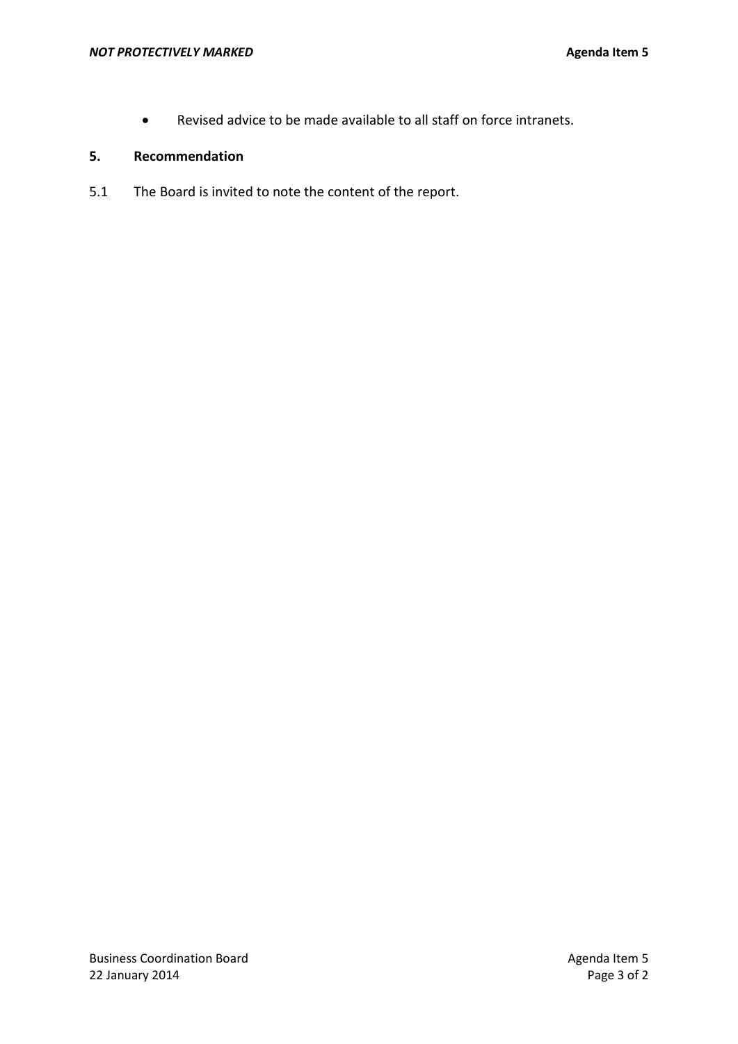- Revised advice to be made available to all staff on force intranets.

## 5. Recommendation

5.1 The Board is invited to note the content of the report.